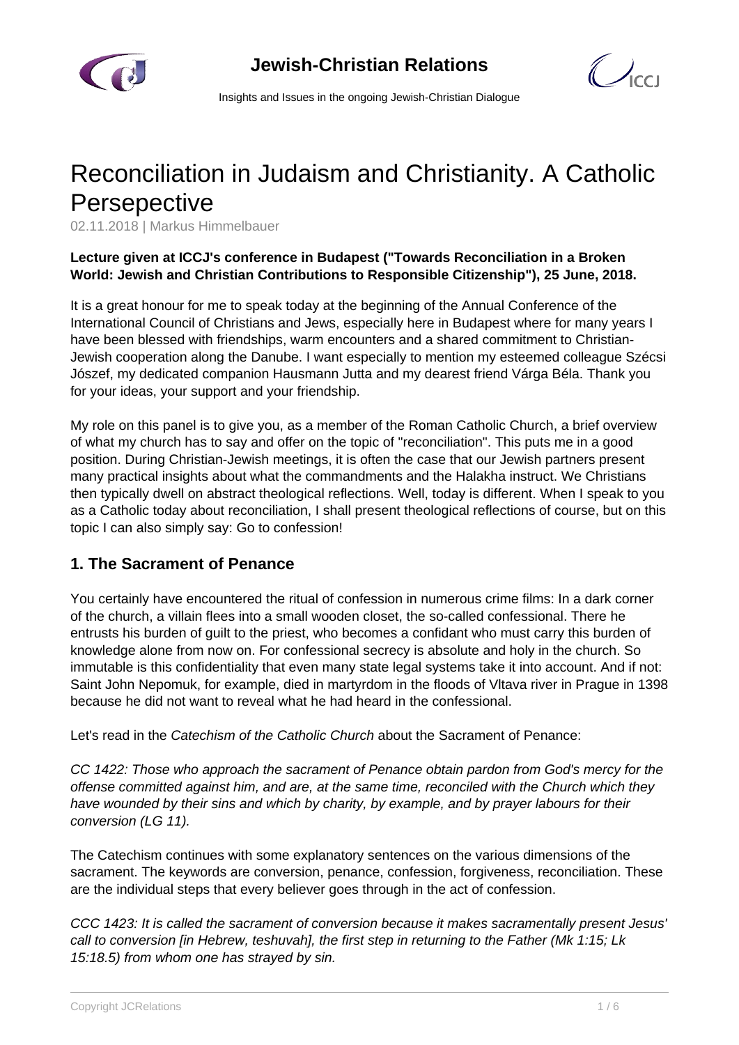# Reconciliation in Judaism and Christianity. A Catholic Persepective

02.11.2018 | Markus Himmelbauer

**Lecture given at ICCJ's conference in Budapest ("Towards Reconciliation in a Broken World: Jewish and Christian Contributions to Responsible Citizenship"), 25 June, 2018.**

It is a great honour for me to speak today at the beginning of the Annual Conference of the International Council of Christians and Jews, especially here in Budapest where for many years I have been blessed with friendships, warm encounters and a shared commitment to Christian-Jewish cooperation along the Danube. I want especially to mention my esteemed colleague Szécsi Jószef, my dedicated companion Hausmann Jutta and my dearest friend Várga Béla. Thank you for your ideas, your support and your friendship.

My role on this panel is to give you, as a member of the Roman Catholic Church, a brief overview of what my church has to say and offer on the topic of "reconciliation". This puts me in a good position. During Christian-Jewish meetings, it is often the case that our Jewish partners present many practical insights about what the commandments and the Halakha instruct. We Christians then typically dwell on abstract theological reflections. Well, today is different. When I speak to you as a Catholic today about reconciliation, I shall present theological reflections of course, but on this topic I can also simply say: Go to confession!

## 1. The Sacrament of Penance

You certainly have encountered the ritual of confession in numerous crime films: In a dark corner of the church, a villain flees into a small wooden closet, the so-called confessional. There he entrusts his burden of guilt to the priest, who becomes a confidant who must carry this burden of knowledge alone from now on. For confessional secrecy is absolute and holy in the church. So immutable is this confidentiality that even many state legal systems take it into account. And if not: Saint John Nepomuk, for example, died in martyrdom in the floods of Vltava river in Prague in 1398 because he did not want to reveal what he had heard in the confessional.

Let's read in the *Catechism of the Catholic Church* about the Sacrament of Penance:

*CC 1422: Those who approach the sacrament of Penance obtain pardon from God's mercy for the offense committed against him, and are, at the same time, reconciled with the Church which they have wounded by their sins and which by charity, by example, and by prayer labours for their conversion (LG 11).*

The Catechism continues with some explanatory sentences on the various dimensions of the sacrament. The keywords are conversion, penance, confession, forgiveness, reconciliation. These are the individual steps that every believer goes through in the act of confession.

*CCC 1423: It is called the sacrament of conversion because it makes sacramentally present Jesus' call to conversion [in Hebrew, teshuvah], the first step in returning to the Father (Mk 1:15; Lk 15:18.5) from whom one has strayed by sin.*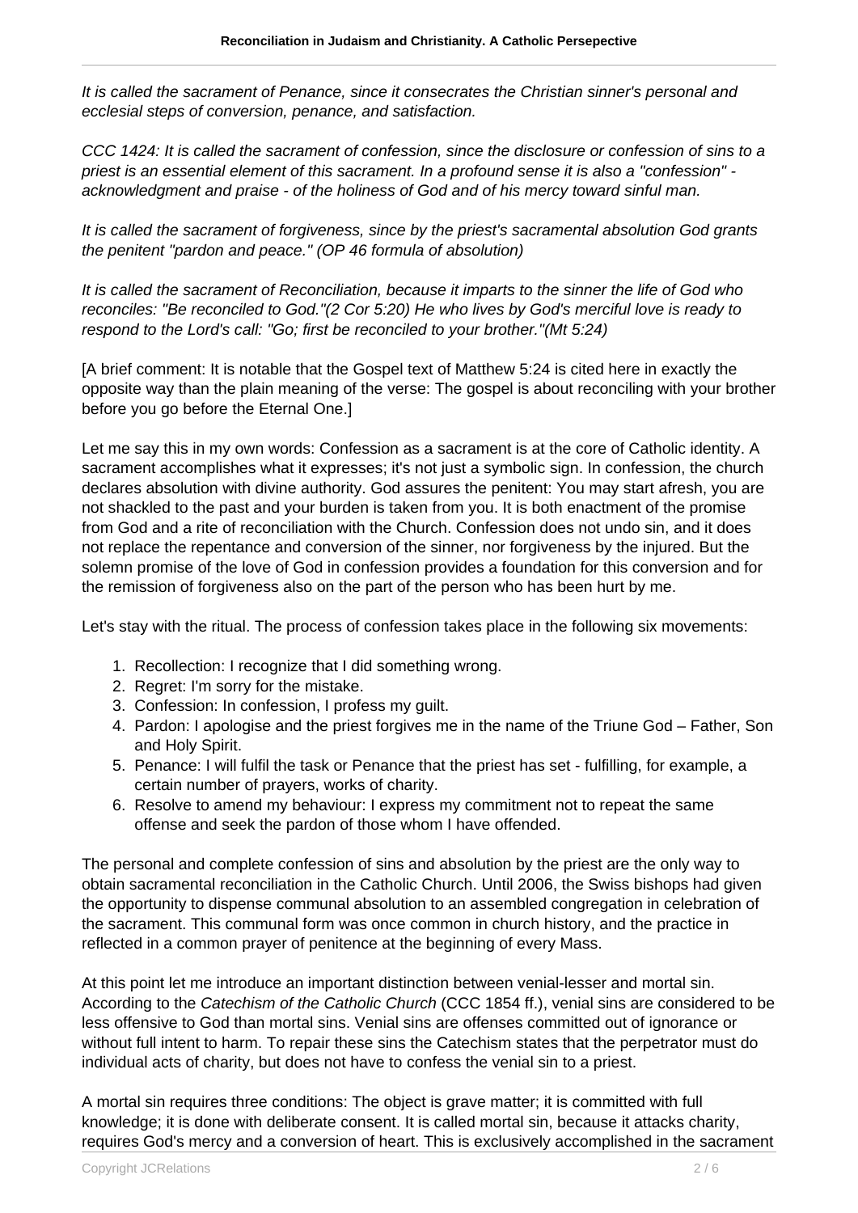*It is called the sacrament of Penance, since it consecrates the Christian sinner's personal and ecclesial steps of conversion, penance, and satisfaction.*

*CCC 1424: It is called the sacrament of confession, since the disclosure or confession of sins to a priest is an essential element of this sacrament. In a profound sense it is also a "confession" - acknowledgment and praise - of the holiness of God and of his mercy toward sinful man.*

*It is called the sacrament of forgiveness, since by the priest's sacramental absolution God grants the penitent "pardon and peace." (OP 46 formula of absolution)*

*It is called the sacrament of Reconciliation, because it imparts to the sinner the life of God who reconciles: "Be reconciled to God."(2 Cor 5:20) He who lives by God's merciful love is ready to respond to the Lord's call: "Go; first be reconciled to your brother."(Mt 5:24)*

[A brief comment: It is notable that the Gospel text of Matthew 5:24 is cited here in exactly the opposite way than the plain meaning of the verse: The gospel is about reconciling with your brother before you go before the Eternal One.]

Let me say this in my own words: Confession as a sacrament is at the core of Catholic identity. A sacrament accomplishes what it expresses; it's not just a symbolic sign. In confession, the church declares absolution with divine authority. God assures the penitent: You may start afresh, you are not shackled to the past and your burden is taken from you. It is both enactment of the promise from God and a rite of reconciliation with the Church. Confession does not undo sin, and it does not replace the repentance and conversion of the sinner, nor forgiveness by the injured. But the solemn promise of the love of God in confession provides a foundation for this conversion and for the remission of forgiveness also on the part of the person who has been hurt by me.

Let's stay with the ritual. The process of confession takes place in the following six movements:

1. Recollection: I recognize that I did something wrong.
2. Regret: I'm sorry for the mistake.
3. Confession: In confession, I profess my guilt.
4. Pardon: I apologise and the priest forgives me in the name of the Triune God – Father, Son and Holy Spirit.
5. Penance: I will fulfil the task or Penance that the priest has set - fulfilling, for example, a certain number of prayers, works of charity.
6. Resolve to amend my behaviour: I express my commitment not to repeat the same offense and seek the pardon of those whom I have offended.

The personal and complete confession of sins and absolution by the priest are the only way to obtain sacramental reconciliation in the Catholic Church. Until 2006, the Swiss bishops had given the opportunity to dispense communal absolution to an assembled congregation in celebration of the sacrament. This communal form was once common in church history, and the practice in reflected in a common prayer of penitence at the beginning of every Mass.

At this point let me introduce an important distinction between venial-lesser and mortal sin. According to the *Catechism of the Catholic Church* (CCC 1854 ff.), venial sins are considered to be less offensive to God than mortal sins. Venial sins are offenses committed out of ignorance or without full intent to harm. To repair these sins the Catechism states that the perpetrator must do individual acts of charity, but does not have to confess the venial sin to a priest.

A mortal sin requires three conditions: The object is grave matter; it is committed with full knowledge; it is done with deliberate consent. It is called mortal sin, because it attacks charity, requires God's mercy and a conversion of heart. This is exclusively accomplished in the sacrament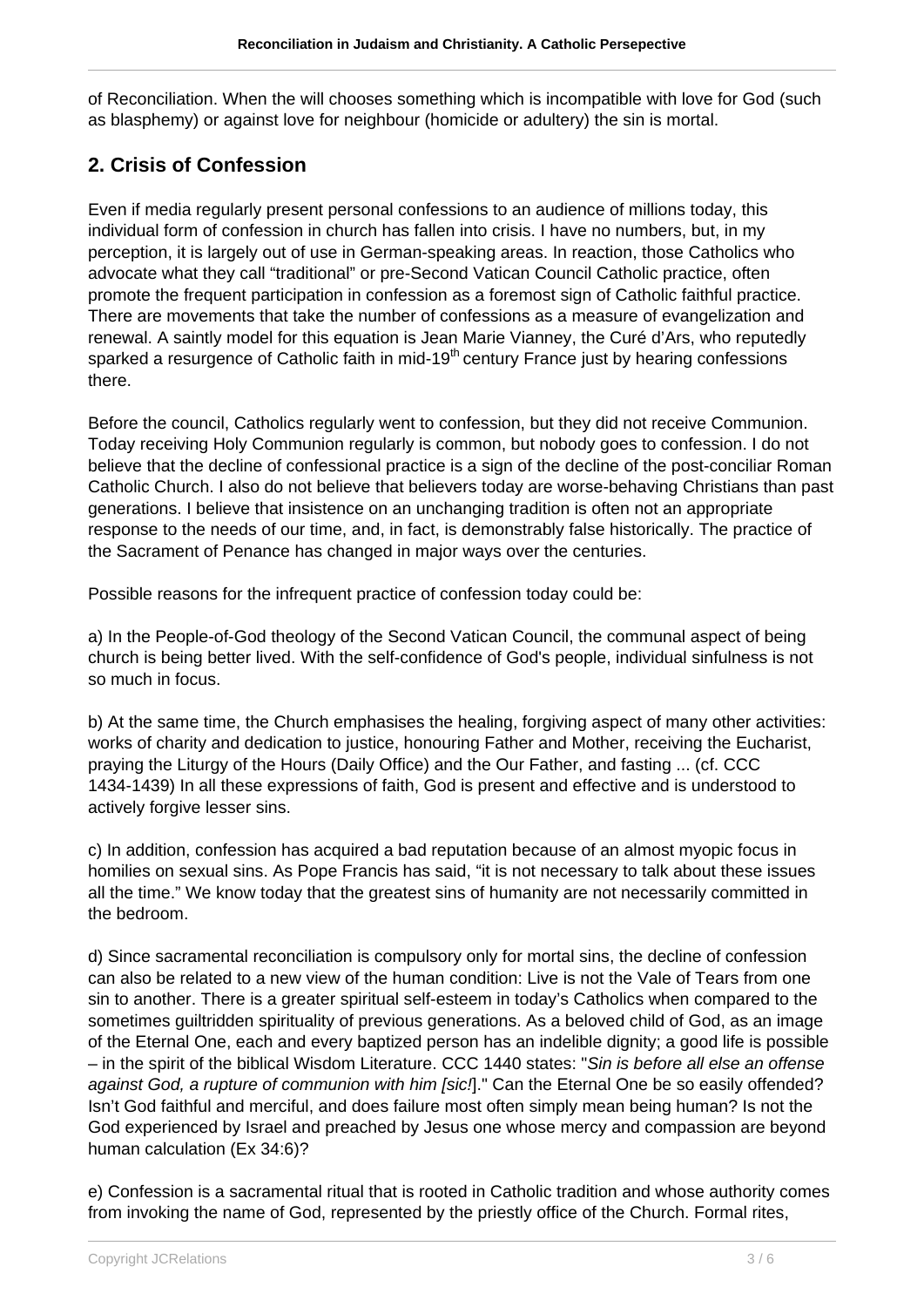of Reconciliation. When the will chooses something which is incompatible with love for God (such as blasphemy) or against love for neighbour (homicide or adultery) the sin is mortal.

## 2. Crisis of Confession

Even if media regularly present personal confessions to an audience of millions today, this individual form of confession in church has fallen into crisis. I have no numbers, but, in my perception, it is largely out of use in German-speaking areas. In reaction, those Catholics who advocate what they call "traditional" or pre-Second Vatican Council Catholic practice, often promote the frequent participation in confession as a foremost sign of Catholic faithful practice. There are movements that take the number of confessions as a measure of evangelization and renewal. A saintly model for this equation is Jean Marie Vianney, the Curé d'Ars, who reputedly sparked a resurgence of Catholic faith in mid-19th century France just by hearing confessions there.

Before the council, Catholics regularly went to confession, but they did not receive Communion. Today receiving Holy Communion regularly is common, but nobody goes to confession. I do not believe that the decline of confessional practice is a sign of the decline of the post-conciliar Roman Catholic Church. I also do not believe that believers today are worse-behaving Christians than past generations. I believe that insistence on an unchanging tradition is often not an appropriate response to the needs of our time, and, in fact, is demonstrably false historically. The practice of the Sacrament of Penance has changed in major ways over the centuries.

Possible reasons for the infrequent practice of confession today could be:

a) In the People-of-God theology of the Second Vatican Council, the communal aspect of being church is being better lived. With the self-confidence of God's people, individual sinfulness is not so much in focus.

b) At the same time, the Church emphasises the healing, forgiving aspect of many other activities: works of charity and dedication to justice, honouring Father and Mother, receiving the Eucharist, praying the Liturgy of the Hours (Daily Office) and the Our Father, and fasting ... (cf. CCC 1434-1439) In all these expressions of faith, God is present and effective and is understood to actively forgive lesser sins.

c) In addition, confession has acquired a bad reputation because of an almost myopic focus in homilies on sexual sins. As Pope Francis has said, "it is not necessary to talk about these issues all the time." We know today that the greatest sins of humanity are not necessarily committed in the bedroom.

d) Since sacramental reconciliation is compulsory only for mortal sins, the decline of confession can also be related to a new view of the human condition: Live is not the Vale of Tears from one sin to another. There is a greater spiritual self-esteem in today's Catholics when compared to the sometimes guiltridden spirituality of previous generations. As a beloved child of God, as an image of the Eternal One, each and every baptized person has an indelible dignity; a good life is possible – in the spirit of the biblical Wisdom Literature. CCC 1440 states: "*Sin is before all else an offense against God, a rupture of communion with him [sic!]*." Can the Eternal One be so easily offended? Isn't God faithful and merciful, and does failure most often simply mean being human? Is not the God experienced by Israel and preached by Jesus one whose mercy and compassion are beyond human calculation (Ex 34:6)?

e) Confession is a sacramental ritual that is rooted in Catholic tradition and whose authority comes from invoking the name of God, represented by the priestly office of the Church. Formal rites,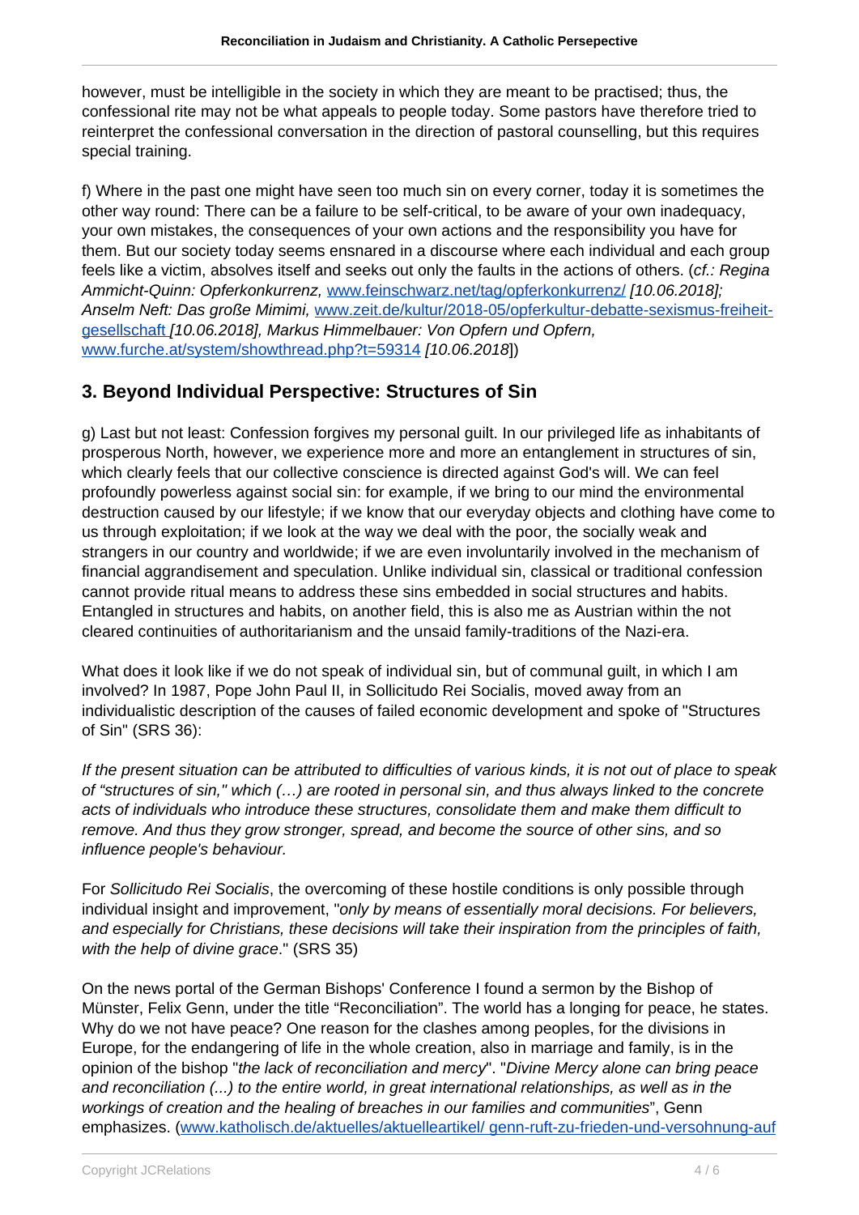however, must be intelligible in the society in which they are meant to be practised; thus, the confessional rite may not be what appeals to people today. Some pastors have therefore tried to reinterpret the confessional conversation in the direction of pastoral counselling, but this requires special training.

f) Where in the past one might have seen too much sin on every corner, today it is sometimes the other way round: There can be a failure to be self-critical, to be aware of your own inadequacy, your own mistakes, the consequences of your own actions and the responsibility you have for them. But our society today seems ensnared in a discourse where each individual and each group feels like a victim, absolves itself and seeks out only the faults in the actions of others. (*cf.: Regina Ammicht-Quinn: Opferkonkurrenz,* www.feinschwarz.net/tag/opferkonkurrenz/ *[10.06.2018]; Anselm Neft: Das große Mimimi,* www.zeit.de/kultur/2018-05/opferkultur-debatte-sexismus-freiheit-gesellschaft *[10.06.2018], Markus Himmelbauer: Von Opfern und Opfern,* www.furche.at/system/showthread.php?t=59314 *[10.06.2018]*)

## 3. Beyond Individual Perspective: Structures of Sin

g) Last but not least: Confession forgives my personal guilt. In our privileged life as inhabitants of prosperous North, however, we experience more and more an entanglement in structures of sin, which clearly feels that our collective conscience is directed against God's will. We can feel profoundly powerless against social sin: for example, if we bring to our mind the environmental destruction caused by our lifestyle; if we know that our everyday objects and clothing have come to us through exploitation; if we look at the way we deal with the poor, the socially weak and strangers in our country and worldwide; if we are even involuntarily involved in the mechanism of financial aggrandisement and speculation. Unlike individual sin, classical or traditional confession cannot provide ritual means to address these sins embedded in social structures and habits. Entangled in structures and habits, on another field, this is also me as Austrian within the not cleared continuities of authoritarianism and the unsaid family-traditions of the Nazi-era.

What does it look like if we do not speak of individual sin, but of communal guilt, in which I am involved? In 1987, Pope John Paul II, in Sollicitudo Rei Socialis, moved away from an individualistic description of the causes of failed economic development and spoke of "Structures of Sin" (SRS 36):

*If the present situation can be attributed to difficulties of various kinds, it is not out of place to speak of "structures of sin," which (…) are rooted in personal sin, and thus always linked to the concrete acts of individuals who introduce these structures, consolidate them and make them difficult to remove. And thus they grow stronger, spread, and become the source of other sins, and so influence people's behaviour.*

For *Sollicitudo Rei Socialis*, the overcoming of these hostile conditions is only possible through individual insight and improvement, "*only by means of essentially moral decisions. For believers, and especially for Christians, these decisions will take their inspiration from the principles of faith, with the help of divine grace*." (SRS 35)

On the news portal of the German Bishops' Conference I found a sermon by the Bishop of Münster, Felix Genn, under the title "Reconciliation". The world has a longing for peace, he states. Why do we not have peace? One reason for the clashes among peoples, for the divisions in Europe, for the endangering of life in the whole creation, also in marriage and family, is in the opinion of the bishop "*the lack of reconciliation and mercy*". "*Divine Mercy alone can bring peace and reconciliation (...) to the entire world, in great international relationships, as well as in the workings of creation and the healing of breaches in our families and communities*", Genn emphasizes. (www.katholisch.de/aktuelles/aktuelleartikel/ genn-ruft-zu-frieden-und-versohnung-auf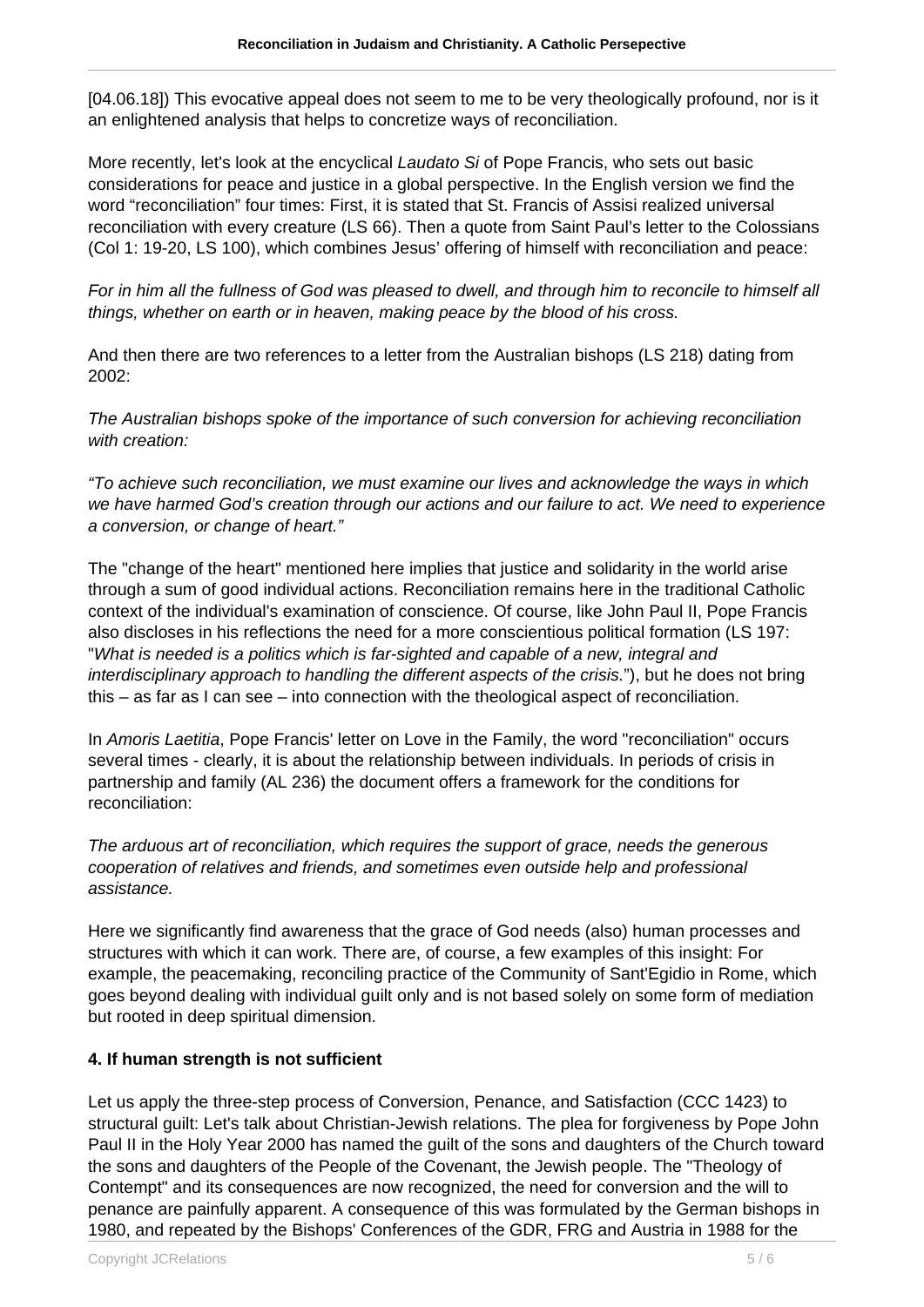[04.06.18]) This evocative appeal does not seem to me to be very theologically profound, nor is it an enlightened analysis that helps to concretize ways of reconciliation.

More recently, let's look at the encyclical *Laudato Si* of Pope Francis, who sets out basic considerations for peace and justice in a global perspective. In the English version we find the word "reconciliation" four times: First, it is stated that St. Francis of Assisi realized universal reconciliation with every creature (LS 66). Then a quote from Saint Paul's letter to the Colossians (Col 1: 19-20, LS 100), which combines Jesus' offering of himself with reconciliation and peace:

*For in him all the fullness of God was pleased to dwell, and through him to reconcile to himself all things, whether on earth or in heaven, making peace by the blood of his cross.*

And then there are two references to a letter from the Australian bishops (LS 218) dating from 2002:

*The Australian bishops spoke of the importance of such conversion for achieving reconciliation with creation:*

*"To achieve such reconciliation, we must examine our lives and acknowledge the ways in which we have harmed God's creation through our actions and our failure to act. We need to experience a conversion, or change of heart."*

The "change of the heart" mentioned here implies that justice and solidarity in the world arise through a sum of good individual actions. Reconciliation remains here in the traditional Catholic context of the individual's examination of conscience. Of course, like John Paul II, Pope Francis also discloses in his reflections the need for a more conscientious political formation (LS 197: "*What is needed is a politics which is far-sighted and capable of a new, integral and interdisciplinary approach to handling the different aspects of the crisis.*"), but he does not bring this – as far as I can see – into connection with the theological aspect of reconciliation.

In *Amoris Laetitia*, Pope Francis' letter on Love in the Family, the word "reconciliation" occurs several times - clearly, it is about the relationship between individuals. In periods of crisis in partnership and family (AL 236) the document offers a framework for the conditions for reconciliation:

*The arduous art of reconciliation, which requires the support of grace, needs the generous cooperation of relatives and friends, and sometimes even outside help and professional assistance.*

Here we significantly find awareness that the grace of God needs (also) human processes and structures with which it can work. There are, of course, a few examples of this insight: For example, the peacemaking, reconciling practice of the Community of Sant'Egidio in Rome, which goes beyond dealing with individual guilt only and is not based solely on some form of mediation but rooted in deep spiritual dimension.

### 4. If human strength is not sufficient

Let us apply the three-step process of Conversion, Penance, and Satisfaction (CCC 1423) to structural guilt: Let's talk about Christian-Jewish relations. The plea for forgiveness by Pope John Paul II in the Holy Year 2000 has named the guilt of the sons and daughters of the Church toward the sons and daughters of the People of the Covenant, the Jewish people. The "Theology of Contempt" and its consequences are now recognized, the need for conversion and the will to penance are painfully apparent. A consequence of this was formulated by the German bishops in 1980, and repeated by the Bishops' Conferences of the GDR, FRG and Austria in 1988 for the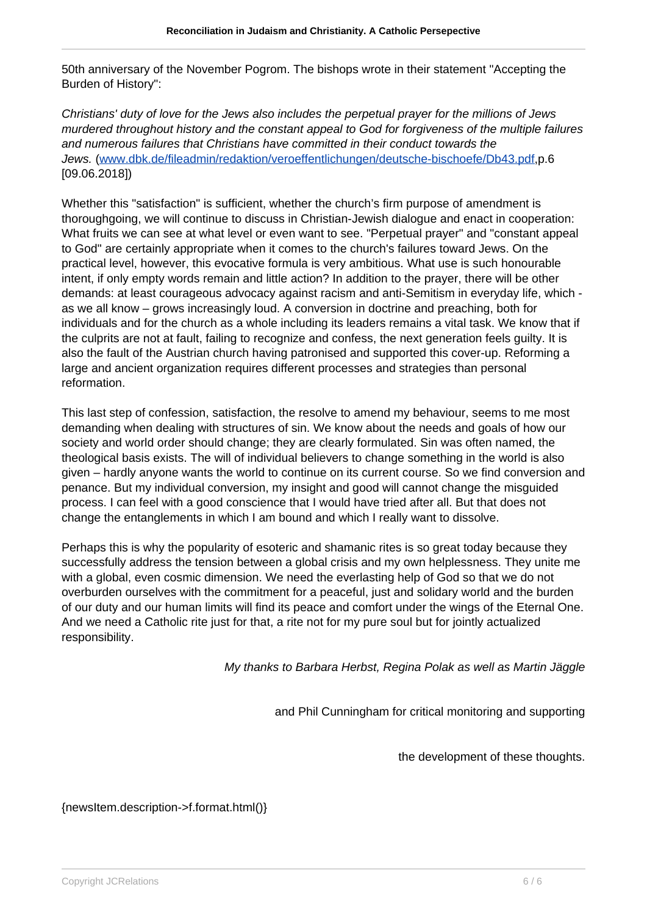50th anniversary of the November Pogrom. The bishops wrote in their statement "Accepting the Burden of History":

*Christians' duty of love for the Jews also includes the perpetual prayer for the millions of Jews murdered throughout history and the constant appeal to God for forgiveness of the multiple failures and numerous failures that Christians have committed in their conduct towards the Jews.* ([www.dbk.de/fileadmin/redaktion/veroeffentlichungen/deutsche-bischoefe/Db43.pdf](www.dbk.de/fileadmin/redaktion/veroeffentlichungen/deutsche-bischoefe/Db43.pdf),p.6 [09.06.2018])

Whether this "satisfaction" is sufficient, whether the church's firm purpose of amendment is thoroughgoing, we will continue to discuss in Christian-Jewish dialogue and enact in cooperation: What fruits we can see at what level or even want to see. "Perpetual prayer" and "constant appeal to God" are certainly appropriate when it comes to the church's failures toward Jews. On the practical level, however, this evocative formula is very ambitious. What use is such honourable intent, if only empty words remain and little action? In addition to the prayer, there will be other demands: at least courageous advocacy against racism and anti-Semitism in everyday life, which - as we all know – grows increasingly loud. A conversion in doctrine and preaching, both for individuals and for the church as a whole including its leaders remains a vital task. We know that if the culprits are not at fault, failing to recognize and confess, the next generation feels guilty. It is also the fault of the Austrian church having patronised and supported this cover-up. Reforming a large and ancient organization requires different processes and strategies than personal reformation.

This last step of confession, satisfaction, the resolve to amend my behaviour, seems to me most demanding when dealing with structures of sin. We know about the needs and goals of how our society and world order should change; they are clearly formulated. Sin was often named, the theological basis exists. The will of individual believers to change something in the world is also given – hardly anyone wants the world to continue on its current course. So we find conversion and penance. But my individual conversion, my insight and good will cannot change the misguided process. I can feel with a good conscience that I would have tried after all. But that does not change the entanglements in which I am bound and which I really want to dissolve.

Perhaps this is why the popularity of esoteric and shamanic rites is so great today because they successfully address the tension between a global crisis and my own helplessness. They unite me with a global, even cosmic dimension. We need the everlasting help of God so that we do not overburden ourselves with the commitment for a peaceful, just and solidary world and the burden of our duty and our human limits will find its peace and comfort under the wings of the Eternal One. And we need a Catholic rite just for that, a rite not for my pure soul but for jointly actualized responsibility.

*My thanks to Barbara Herbst, Regina Polak as well as Martin Jäggle*

and Phil Cunningham for critical monitoring and supporting

the development of these thoughts.

{newsItem.description->f.format.html()}